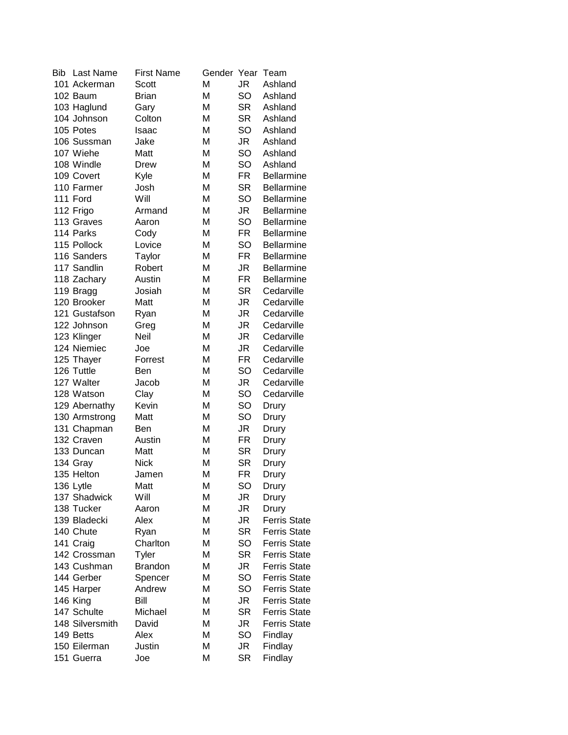| Bib | Last Name | First Name | Gender | Year | Team |
|---|---|---|---|---|---|
| 101 | Ackerman | Scott | M | JR | Ashland |
| 102 | Baum | Brian | M | SO | Ashland |
| 103 | Haglund | Gary | M | SR | Ashland |
| 104 | Johnson | Colton | M | SR | Ashland |
| 105 | Potes | Isaac | M | SO | Ashland |
| 106 | Sussman | Jake | M | JR | Ashland |
| 107 | Wiehe | Matt | M | SO | Ashland |
| 108 | Windle | Drew | M | SO | Ashland |
| 109 | Covert | Kyle | M | FR | Bellarmine |
| 110 | Farmer | Josh | M | SR | Bellarmine |
| 111 | Ford | Will | M | SO | Bellarmine |
| 112 | Frigo | Armand | M | JR | Bellarmine |
| 113 | Graves | Aaron | M | SO | Bellarmine |
| 114 | Parks | Cody | M | FR | Bellarmine |
| 115 | Pollock | Lovice | M | SO | Bellarmine |
| 116 | Sanders | Taylor | M | FR | Bellarmine |
| 117 | Sandlin | Robert | M | JR | Bellarmine |
| 118 | Zachary | Austin | M | FR | Bellarmine |
| 119 | Bragg | Josiah | M | SR | Cedarville |
| 120 | Brooker | Matt | M | JR | Cedarville |
| 121 | Gustafson | Ryan | M | JR | Cedarville |
| 122 | Johnson | Greg | M | JR | Cedarville |
| 123 | Klinger | Neil | M | JR | Cedarville |
| 124 | Niemiec | Joe | M | JR | Cedarville |
| 125 | Thayer | Forrest | M | FR | Cedarville |
| 126 | Tuttle | Ben | M | SO | Cedarville |
| 127 | Walter | Jacob | M | JR | Cedarville |
| 128 | Watson | Clay | M | SO | Cedarville |
| 129 | Abernathy | Kevin | M | SO | Drury |
| 130 | Armstrong | Matt | M | SO | Drury |
| 131 | Chapman | Ben | M | JR | Drury |
| 132 | Craven | Austin | M | FR | Drury |
| 133 | Duncan | Matt | M | SR | Drury |
| 134 | Gray | Nick | M | SR | Drury |
| 135 | Helton | Jamen | M | FR | Drury |
| 136 | Lytle | Matt | M | SO | Drury |
| 137 | Shadwick | Will | M | JR | Drury |
| 138 | Tucker | Aaron | M | JR | Drury |
| 139 | Bladecki | Alex | M | JR | Ferris State |
| 140 | Chute | Ryan | M | SR | Ferris State |
| 141 | Craig | Charlton | M | SO | Ferris State |
| 142 | Crossman | Tyler | M | SR | Ferris State |
| 143 | Cushman | Brandon | M | JR | Ferris State |
| 144 | Gerber | Spencer | M | SO | Ferris State |
| 145 | Harper | Andrew | M | SO | Ferris State |
| 146 | King | Bill | M | JR | Ferris State |
| 147 | Schulte | Michael | M | SR | Ferris State |
| 148 | Silversmith | David | M | JR | Ferris State |
| 149 | Betts | Alex | M | SO | Findlay |
| 150 | Eilerman | Justin | M | JR | Findlay |
| 151 | Guerra | Joe | M | SR | Findlay |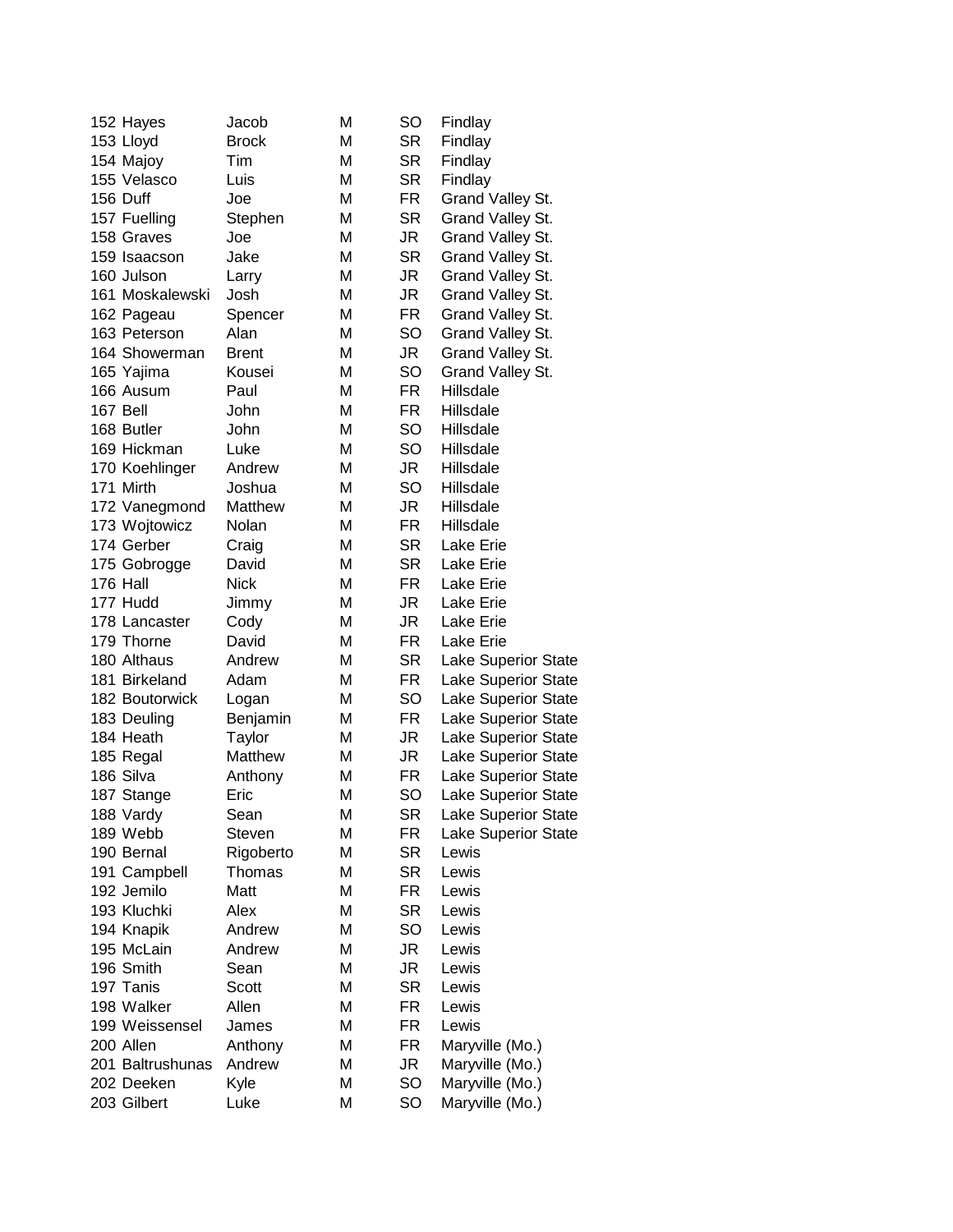| | | | | | |
|---|---|---|---|---|---|
| 152 | Hayes | Jacob | M | SO | Findlay |
| 153 | Lloyd | Brock | M | SR | Findlay |
| 154 | Majoy | Tim | M | SR | Findlay |
| 155 | Velasco | Luis | M | SR | Findlay |
| 156 | Duff | Joe | M | FR | Grand Valley St. |
| 157 | Fuelling | Stephen | M | SR | Grand Valley St. |
| 158 | Graves | Joe | M | JR | Grand Valley St. |
| 159 | Isaacson | Jake | M | SR | Grand Valley St. |
| 160 | Julson | Larry | M | JR | Grand Valley St. |
| 161 | Moskalewski | Josh | M | JR | Grand Valley St. |
| 162 | Pageau | Spencer | M | FR | Grand Valley St. |
| 163 | Peterson | Alan | M | SO | Grand Valley St. |
| 164 | Showerman | Brent | M | JR | Grand Valley St. |
| 165 | Yajima | Kousei | M | SO | Grand Valley St. |
| 166 | Ausum | Paul | M | FR | Hillsdale |
| 167 | Bell | John | M | FR | Hillsdale |
| 168 | Butler | John | M | SO | Hillsdale |
| 169 | Hickman | Luke | M | SO | Hillsdale |
| 170 | Koehlinger | Andrew | M | JR | Hillsdale |
| 171 | Mirth | Joshua | M | SO | Hillsdale |
| 172 | Vanegmond | Matthew | M | JR | Hillsdale |
| 173 | Wojtowicz | Nolan | M | FR | Hillsdale |
| 174 | Gerber | Craig | M | SR | Lake Erie |
| 175 | Gobrogge | David | M | SR | Lake Erie |
| 176 | Hall | Nick | M | FR | Lake Erie |
| 177 | Hudd | Jimmy | M | JR | Lake Erie |
| 178 | Lancaster | Cody | M | JR | Lake Erie |
| 179 | Thorne | David | M | FR | Lake Erie |
| 180 | Althaus | Andrew | M | SR | Lake Superior State |
| 181 | Birkeland | Adam | M | FR | Lake Superior State |
| 182 | Boutorwick | Logan | M | SO | Lake Superior State |
| 183 | Deuling | Benjamin | M | FR | Lake Superior State |
| 184 | Heath | Taylor | M | JR | Lake Superior State |
| 185 | Regal | Matthew | M | JR | Lake Superior State |
| 186 | Silva | Anthony | M | FR | Lake Superior State |
| 187 | Stange | Eric | M | SO | Lake Superior State |
| 188 | Vardy | Sean | M | SR | Lake Superior State |
| 189 | Webb | Steven | M | FR | Lake Superior State |
| 190 | Bernal | Rigoberto | M | SR | Lewis |
| 191 | Campbell | Thomas | M | SR | Lewis |
| 192 | Jemilo | Matt | M | FR | Lewis |
| 193 | Kluchki | Alex | M | SR | Lewis |
| 194 | Knapik | Andrew | M | SO | Lewis |
| 195 | McLain | Andrew | M | JR | Lewis |
| 196 | Smith | Sean | M | JR | Lewis |
| 197 | Tanis | Scott | M | SR | Lewis |
| 198 | Walker | Allen | M | FR | Lewis |
| 199 | Weissensel | James | M | FR | Lewis |
| 200 | Allen | Anthony | M | FR | Maryville (Mo.) |
| 201 | Baltrushunas | Andrew | M | JR | Maryville (Mo.) |
| 202 | Deeken | Kyle | M | SO | Maryville (Mo.) |
| 203 | Gilbert | Luke | M | SO | Maryville (Mo.) |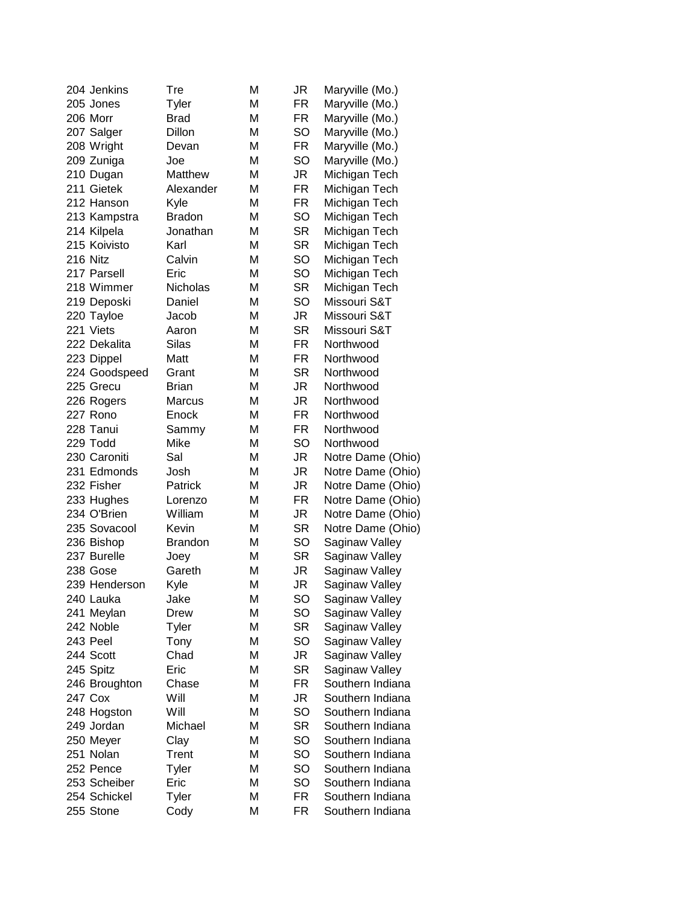| | | | | | |
|---|---|---|---|---|---|
| 204 | Jenkins | Tre | M | JR | Maryville (Mo.) |
| 205 | Jones | Tyler | M | FR | Maryville (Mo.) |
| 206 | Morr | Brad | M | FR | Maryville (Mo.) |
| 207 | Salger | Dillon | M | SO | Maryville (Mo.) |
| 208 | Wright | Devan | M | FR | Maryville (Mo.) |
| 209 | Zuniga | Joe | M | SO | Maryville (Mo.) |
| 210 | Dugan | Matthew | M | JR | Michigan Tech |
| 211 | Gietek | Alexander | M | FR | Michigan Tech |
| 212 | Hanson | Kyle | M | FR | Michigan Tech |
| 213 | Kampstra | Bradon | M | SO | Michigan Tech |
| 214 | Kilpela | Jonathan | M | SR | Michigan Tech |
| 215 | Koivisto | Karl | M | SR | Michigan Tech |
| 216 | Nitz | Calvin | M | SO | Michigan Tech |
| 217 | Parsell | Eric | M | SO | Michigan Tech |
| 218 | Wimmer | Nicholas | M | SR | Michigan Tech |
| 219 | Deposki | Daniel | M | SO | Missouri S&T |
| 220 | Tayloe | Jacob | M | JR | Missouri S&T |
| 221 | Viets | Aaron | M | SR | Missouri S&T |
| 222 | Dekalita | Silas | M | FR | Northwood |
| 223 | Dippel | Matt | M | FR | Northwood |
| 224 | Goodspeed | Grant | M | SR | Northwood |
| 225 | Grecu | Brian | M | JR | Northwood |
| 226 | Rogers | Marcus | M | JR | Northwood |
| 227 | Rono | Enock | M | FR | Northwood |
| 228 | Tanui | Sammy | M | FR | Northwood |
| 229 | Todd | Mike | M | SO | Northwood |
| 230 | Caroniti | Sal | M | JR | Notre Dame (Ohio) |
| 231 | Edmonds | Josh | M | JR | Notre Dame (Ohio) |
| 232 | Fisher | Patrick | M | JR | Notre Dame (Ohio) |
| 233 | Hughes | Lorenzo | M | FR | Notre Dame (Ohio) |
| 234 | O'Brien | William | M | JR | Notre Dame (Ohio) |
| 235 | Sovacool | Kevin | M | SR | Notre Dame (Ohio) |
| 236 | Bishop | Brandon | M | SO | Saginaw Valley |
| 237 | Burelle | Joey | M | SR | Saginaw Valley |
| 238 | Gose | Gareth | M | JR | Saginaw Valley |
| 239 | Henderson | Kyle | M | JR | Saginaw Valley |
| 240 | Lauka | Jake | M | SO | Saginaw Valley |
| 241 | Meylan | Drew | M | SO | Saginaw Valley |
| 242 | Noble | Tyler | M | SR | Saginaw Valley |
| 243 | Peel | Tony | M | SO | Saginaw Valley |
| 244 | Scott | Chad | M | JR | Saginaw Valley |
| 245 | Spitz | Eric | M | SR | Saginaw Valley |
| 246 | Broughton | Chase | M | FR | Southern Indiana |
| 247 | Cox | Will | M | JR | Southern Indiana |
| 248 | Hogston | Will | M | SO | Southern Indiana |
| 249 | Jordan | Michael | M | SR | Southern Indiana |
| 250 | Meyer | Clay | M | SO | Southern Indiana |
| 251 | Nolan | Trent | M | SO | Southern Indiana |
| 252 | Pence | Tyler | M | SO | Southern Indiana |
| 253 | Scheiber | Eric | M | SO | Southern Indiana |
| 254 | Schickel | Tyler | M | FR | Southern Indiana |
| 255 | Stone | Cody | M | FR | Southern Indiana |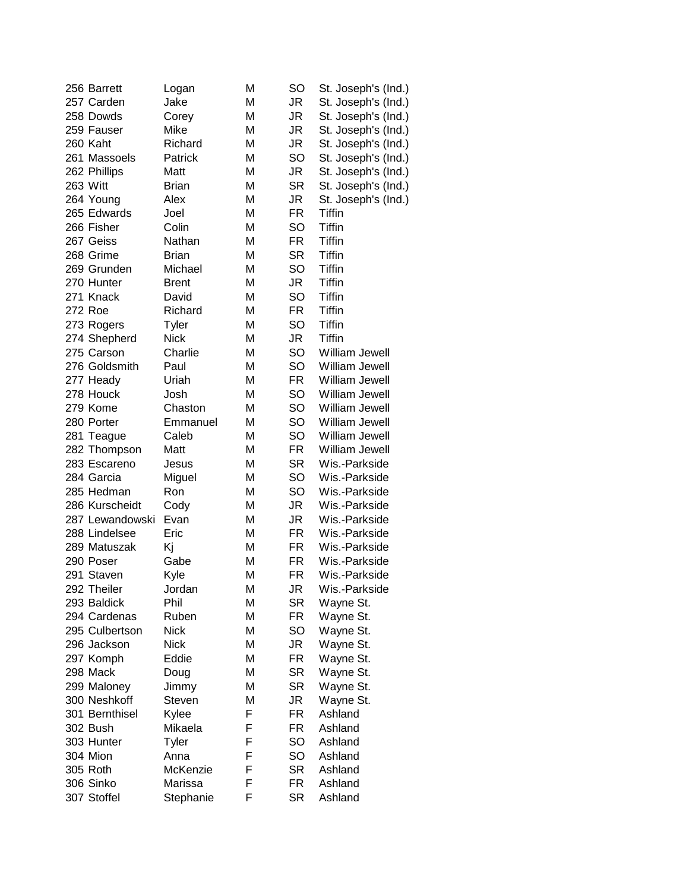| | | | | | |
|---|---|---|---|---|---|
| 256 | Barrett | Logan | M | SO | St. Joseph's (Ind.) |
| 257 | Carden | Jake | M | JR | St. Joseph's (Ind.) |
| 258 | Dowds | Corey | M | JR | St. Joseph's (Ind.) |
| 259 | Fauser | Mike | M | JR | St. Joseph's (Ind.) |
| 260 | Kaht | Richard | M | JR | St. Joseph's (Ind.) |
| 261 | Massoels | Patrick | M | SO | St. Joseph's (Ind.) |
| 262 | Phillips | Matt | M | JR | St. Joseph's (Ind.) |
| 263 | Witt | Brian | M | SR | St. Joseph's (Ind.) |
| 264 | Young | Alex | M | JR | St. Joseph's (Ind.) |
| 265 | Edwards | Joel | M | FR | Tiffin |
| 266 | Fisher | Colin | M | SO | Tiffin |
| 267 | Geiss | Nathan | M | FR | Tiffin |
| 268 | Grime | Brian | M | SR | Tiffin |
| 269 | Grunden | Michael | M | SO | Tiffin |
| 270 | Hunter | Brent | M | JR | Tiffin |
| 271 | Knack | David | M | SO | Tiffin |
| 272 | Roe | Richard | M | FR | Tiffin |
| 273 | Rogers | Tyler | M | SO | Tiffin |
| 274 | Shepherd | Nick | M | JR | Tiffin |
| 275 | Carson | Charlie | M | SO | William Jewell |
| 276 | Goldsmith | Paul | M | SO | William Jewell |
| 277 | Heady | Uriah | M | FR | William Jewell |
| 278 | Houck | Josh | M | SO | William Jewell |
| 279 | Kome | Chaston | M | SO | William Jewell |
| 280 | Porter | Emmanuel | M | SO | William Jewell |
| 281 | Teague | Caleb | M | SO | William Jewell |
| 282 | Thompson | Matt | M | FR | William Jewell |
| 283 | Escareno | Jesus | M | SR | Wis.-Parkside |
| 284 | Garcia | Miguel | M | SO | Wis.-Parkside |
| 285 | Hedman | Ron | M | SO | Wis.-Parkside |
| 286 | Kurscheidt | Cody | M | JR | Wis.-Parkside |
| 287 | Lewandowski | Evan | M | JR | Wis.-Parkside |
| 288 | Lindelsee | Eric | M | FR | Wis.-Parkside |
| 289 | Matuszak | Kj | M | FR | Wis.-Parkside |
| 290 | Poser | Gabe | M | FR | Wis.-Parkside |
| 291 | Staven | Kyle | M | FR | Wis.-Parkside |
| 292 | Theiler | Jordan | M | JR | Wis.-Parkside |
| 293 | Baldick | Phil | M | SR | Wayne St. |
| 294 | Cardenas | Ruben | M | FR | Wayne St. |
| 295 | Culbertson | Nick | M | SO | Wayne St. |
| 296 | Jackson | Nick | M | JR | Wayne St. |
| 297 | Komph | Eddie | M | FR | Wayne St. |
| 298 | Mack | Doug | M | SR | Wayne St. |
| 299 | Maloney | Jimmy | M | SR | Wayne St. |
| 300 | Neshkoff | Steven | M | JR | Wayne St. |
| 301 | Bernthisel | Kylee | F | FR | Ashland |
| 302 | Bush | Mikaela | F | FR | Ashland |
| 303 | Hunter | Tyler | F | SO | Ashland |
| 304 | Mion | Anna | F | SO | Ashland |
| 305 | Roth | McKenzie | F | SR | Ashland |
| 306 | Sinko | Marissa | F | FR | Ashland |
| 307 | Stoffel | Stephanie | F | SR | Ashland |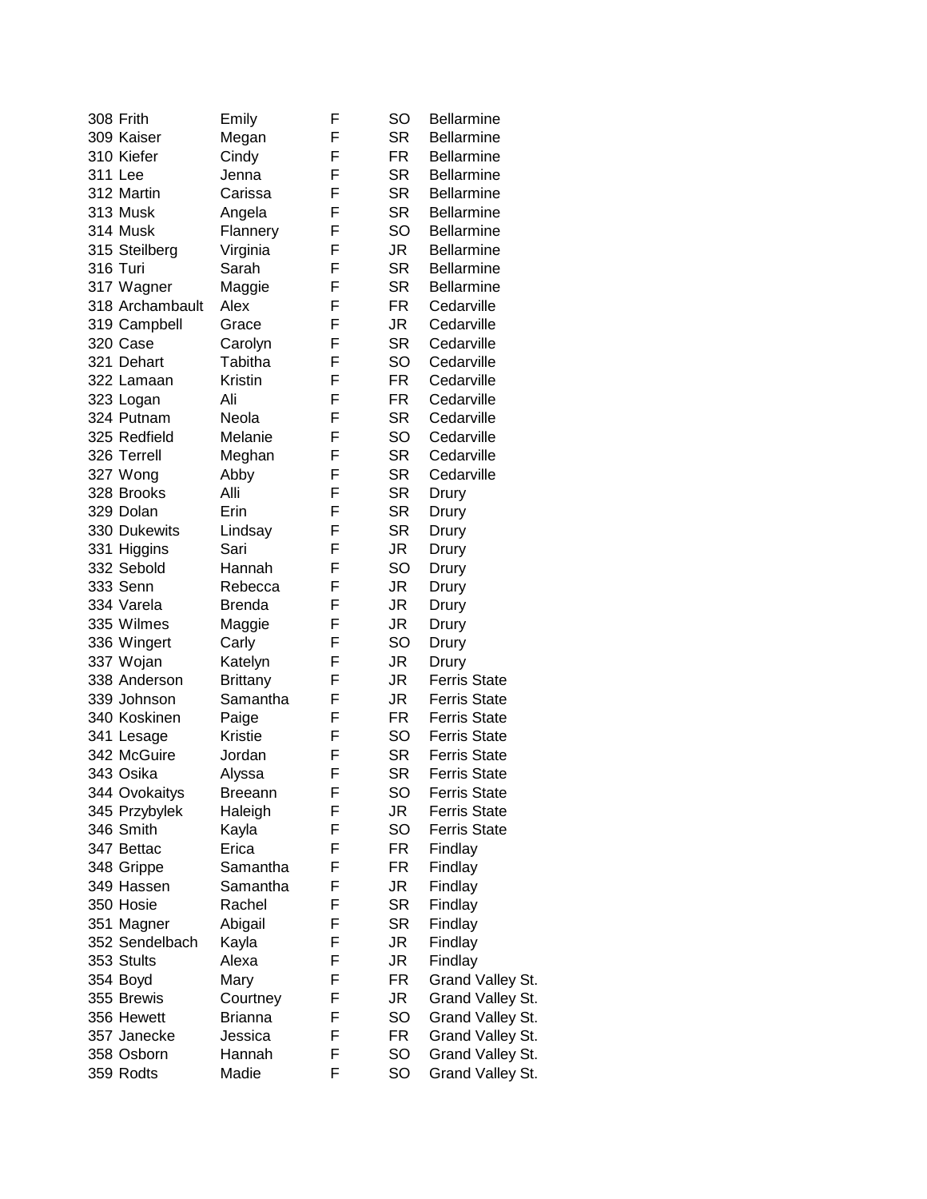| | | | | | |
|---|---|---|---|---|---|
| 308 | Frith | Emily | F | SO | Bellarmine |
| 309 | Kaiser | Megan | F | SR | Bellarmine |
| 310 | Kiefer | Cindy | F | FR | Bellarmine |
| 311 | Lee | Jenna | F | SR | Bellarmine |
| 312 | Martin | Carissa | F | SR | Bellarmine |
| 313 | Musk | Angela | F | SR | Bellarmine |
| 314 | Musk | Flannery | F | SO | Bellarmine |
| 315 | Steilberg | Virginia | F | JR | Bellarmine |
| 316 | Turi | Sarah | F | SR | Bellarmine |
| 317 | Wagner | Maggie | F | SR | Bellarmine |
| 318 | Archambault | Alex | F | FR | Cedarville |
| 319 | Campbell | Grace | F | JR | Cedarville |
| 320 | Case | Carolyn | F | SR | Cedarville |
| 321 | Dehart | Tabitha | F | SO | Cedarville |
| 322 | Lamaan | Kristin | F | FR | Cedarville |
| 323 | Logan | Ali | F | FR | Cedarville |
| 324 | Putnam | Neola | F | SR | Cedarville |
| 325 | Redfield | Melanie | F | SO | Cedarville |
| 326 | Terrell | Meghan | F | SR | Cedarville |
| 327 | Wong | Abby | F | SR | Cedarville |
| 328 | Brooks | Alli | F | SR | Drury |
| 329 | Dolan | Erin | F | SR | Drury |
| 330 | Dukewits | Lindsay | F | SR | Drury |
| 331 | Higgins | Sari | F | JR | Drury |
| 332 | Sebold | Hannah | F | SO | Drury |
| 333 | Senn | Rebecca | F | JR | Drury |
| 334 | Varela | Brenda | F | JR | Drury |
| 335 | Wilmes | Maggie | F | JR | Drury |
| 336 | Wingert | Carly | F | SO | Drury |
| 337 | Wojan | Katelyn | F | JR | Drury |
| 338 | Anderson | Brittany | F | JR | Ferris State |
| 339 | Johnson | Samantha | F | JR | Ferris State |
| 340 | Koskinen | Paige | F | FR | Ferris State |
| 341 | Lesage | Kristie | F | SO | Ferris State |
| 342 | McGuire | Jordan | F | SR | Ferris State |
| 343 | Osika | Alyssa | F | SR | Ferris State |
| 344 | Ovokaitys | Breeann | F | SO | Ferris State |
| 345 | Przybylek | Haleigh | F | JR | Ferris State |
| 346 | Smith | Kayla | F | SO | Ferris State |
| 347 | Bettac | Erica | F | FR | Findlay |
| 348 | Grippe | Samantha | F | FR | Findlay |
| 349 | Hassen | Samantha | F | JR | Findlay |
| 350 | Hosie | Rachel | F | SR | Findlay |
| 351 | Magner | Abigail | F | SR | Findlay |
| 352 | Sendelbach | Kayla | F | JR | Findlay |
| 353 | Stults | Alexa | F | JR | Findlay |
| 354 | Boyd | Mary | F | FR | Grand Valley St. |
| 355 | Brewis | Courtney | F | JR | Grand Valley St. |
| 356 | Hewett | Brianna | F | SO | Grand Valley St. |
| 357 | Janecke | Jessica | F | FR | Grand Valley St. |
| 358 | Osborn | Hannah | F | SO | Grand Valley St. |
| 359 | Rodts | Madie | F | SO | Grand Valley St. |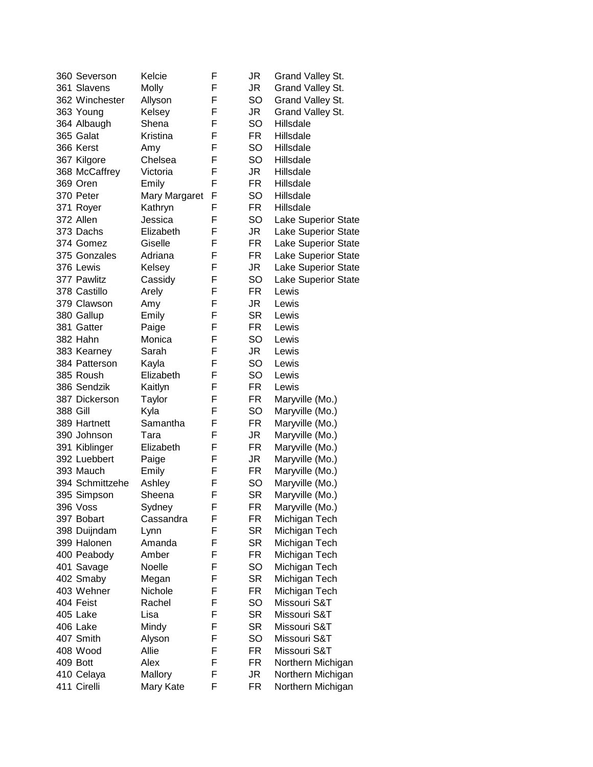| | | | | | |
|---|---|---|---|---|---|
| 360 | Severson | Kelcie | F | JR | Grand Valley St. |
| 361 | Slavens | Molly | F | JR | Grand Valley St. |
| 362 | Winchester | Allyson | F | SO | Grand Valley St. |
| 363 | Young | Kelsey | F | JR | Grand Valley St. |
| 364 | Albaugh | Shena | F | SO | Hillsdale |
| 365 | Galat | Kristina | F | FR | Hillsdale |
| 366 | Kerst | Amy | F | SO | Hillsdale |
| 367 | Kilgore | Chelsea | F | SO | Hillsdale |
| 368 | McCaffrey | Victoria | F | JR | Hillsdale |
| 369 | Oren | Emily | F | FR | Hillsdale |
| 370 | Peter | Mary Margaret | F | SO | Hillsdale |
| 371 | Royer | Kathryn | F | FR | Hillsdale |
| 372 | Allen | Jessica | F | SO | Lake Superior State |
| 373 | Dachs | Elizabeth | F | JR | Lake Superior State |
| 374 | Gomez | Giselle | F | FR | Lake Superior State |
| 375 | Gonzales | Adriana | F | FR | Lake Superior State |
| 376 | Lewis | Kelsey | F | JR | Lake Superior State |
| 377 | Pawlitz | Cassidy | F | SO | Lake Superior State |
| 378 | Castillo | Arely | F | FR | Lewis |
| 379 | Clawson | Amy | F | JR | Lewis |
| 380 | Gallup | Emily | F | SR | Lewis |
| 381 | Gatter | Paige | F | FR | Lewis |
| 382 | Hahn | Monica | F | SO | Lewis |
| 383 | Kearney | Sarah | F | JR | Lewis |
| 384 | Patterson | Kayla | F | SO | Lewis |
| 385 | Roush | Elizabeth | F | SO | Lewis |
| 386 | Sendzik | Kaitlyn | F | FR | Lewis |
| 387 | Dickerson | Taylor | F | FR | Maryville (Mo.) |
| 388 | Gill | Kyla | F | SO | Maryville (Mo.) |
| 389 | Hartnett | Samantha | F | FR | Maryville (Mo.) |
| 390 | Johnson | Tara | F | JR | Maryville (Mo.) |
| 391 | Kiblinger | Elizabeth | F | FR | Maryville (Mo.) |
| 392 | Luebbert | Paige | F | JR | Maryville (Mo.) |
| 393 | Mauch | Emily | F | FR | Maryville (Mo.) |
| 394 | Schmittzehe | Ashley | F | SO | Maryville (Mo.) |
| 395 | Simpson | Sheena | F | SR | Maryville (Mo.) |
| 396 | Voss | Sydney | F | FR | Maryville (Mo.) |
| 397 | Bobart | Cassandra | F | FR | Michigan Tech |
| 398 | Duijndam | Lynn | F | SR | Michigan Tech |
| 399 | Halonen | Amanda | F | SR | Michigan Tech |
| 400 | Peabody | Amber | F | FR | Michigan Tech |
| 401 | Savage | Noelle | F | SO | Michigan Tech |
| 402 | Smaby | Megan | F | SR | Michigan Tech |
| 403 | Wehner | Nichole | F | FR | Michigan Tech |
| 404 | Feist | Rachel | F | SO | Missouri S&T |
| 405 | Lake | Lisa | F | SR | Missouri S&T |
| 406 | Lake | Mindy | F | SR | Missouri S&T |
| 407 | Smith | Alyson | F | SO | Missouri S&T |
| 408 | Wood | Allie | F | FR | Missouri S&T |
| 409 | Bott | Alex | F | FR | Northern Michigan |
| 410 | Celaya | Mallory | F | JR | Northern Michigan |
| 411 | Cirelli | Mary Kate | F | FR | Northern Michigan |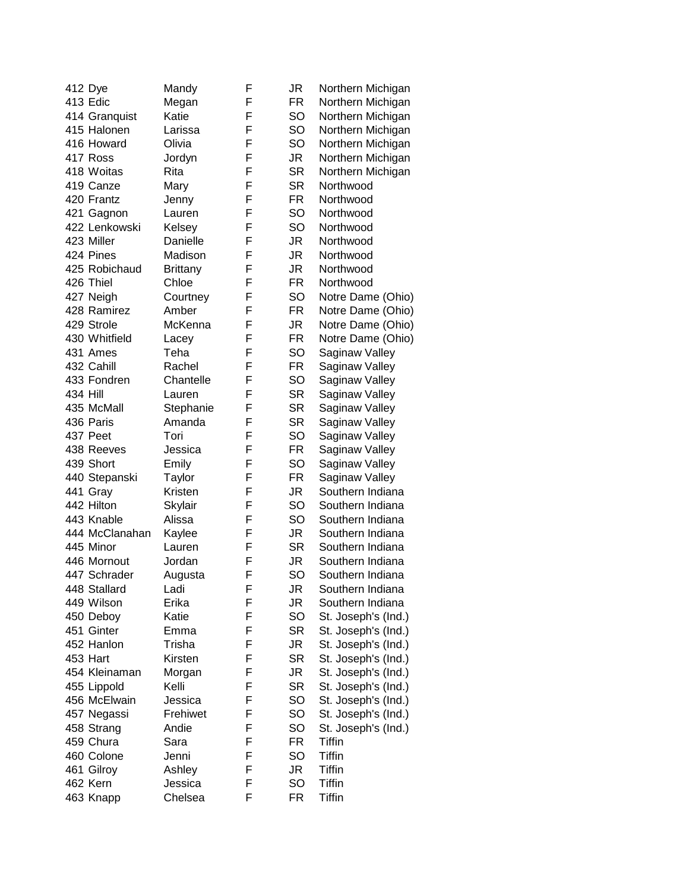| | | | | | |
|---|---|---|---|---|---|
| 412 | Dye | Mandy | F | JR | Northern Michigan |
| 413 | Edic | Megan | F | FR | Northern Michigan |
| 414 | Granquist | Katie | F | SO | Northern Michigan |
| 415 | Halonen | Larissa | F | SO | Northern Michigan |
| 416 | Howard | Olivia | F | SO | Northern Michigan |
| 417 | Ross | Jordyn | F | JR | Northern Michigan |
| 418 | Woitas | Rita | F | SR | Northern Michigan |
| 419 | Canze | Mary | F | SR | Northwood |
| 420 | Frantz | Jenny | F | FR | Northwood |
| 421 | Gagnon | Lauren | F | SO | Northwood |
| 422 | Lenkowski | Kelsey | F | SO | Northwood |
| 423 | Miller | Danielle | F | JR | Northwood |
| 424 | Pines | Madison | F | JR | Northwood |
| 425 | Robichaud | Brittany | F | JR | Northwood |
| 426 | Thiel | Chloe | F | FR | Northwood |
| 427 | Neigh | Courtney | F | SO | Notre Dame (Ohio) |
| 428 | Ramirez | Amber | F | FR | Notre Dame (Ohio) |
| 429 | Strole | McKenna | F | JR | Notre Dame (Ohio) |
| 430 | Whitfield | Lacey | F | FR | Notre Dame (Ohio) |
| 431 | Ames | Teha | F | SO | Saginaw Valley |
| 432 | Cahill | Rachel | F | FR | Saginaw Valley |
| 433 | Fondren | Chantelle | F | SO | Saginaw Valley |
| 434 | Hill | Lauren | F | SR | Saginaw Valley |
| 435 | McMall | Stephanie | F | SR | Saginaw Valley |
| 436 | Paris | Amanda | F | SR | Saginaw Valley |
| 437 | Peet | Tori | F | SO | Saginaw Valley |
| 438 | Reeves | Jessica | F | FR | Saginaw Valley |
| 439 | Short | Emily | F | SO | Saginaw Valley |
| 440 | Stepanski | Taylor | F | FR | Saginaw Valley |
| 441 | Gray | Kristen | F | JR | Southern Indiana |
| 442 | Hilton | Skylair | F | SO | Southern Indiana |
| 443 | Knable | Alissa | F | SO | Southern Indiana |
| 444 | McClanahan | Kaylee | F | JR | Southern Indiana |
| 445 | Minor | Lauren | F | SR | Southern Indiana |
| 446 | Mornout | Jordan | F | JR | Southern Indiana |
| 447 | Schrader | Augusta | F | SO | Southern Indiana |
| 448 | Stallard | Ladi | F | JR | Southern Indiana |
| 449 | Wilson | Erika | F | JR | Southern Indiana |
| 450 | Deboy | Katie | F | SO | St. Joseph's (Ind.) |
| 451 | Ginter | Emma | F | SR | St. Joseph's (Ind.) |
| 452 | Hanlon | Trisha | F | JR | St. Joseph's (Ind.) |
| 453 | Hart | Kirsten | F | SR | St. Joseph's (Ind.) |
| 454 | Kleinaman | Morgan | F | JR | St. Joseph's (Ind.) |
| 455 | Lippold | Kelli | F | SR | St. Joseph's (Ind.) |
| 456 | McElwain | Jessica | F | SO | St. Joseph's (Ind.) |
| 457 | Negassi | Frehiwet | F | SO | St. Joseph's (Ind.) |
| 458 | Strang | Andie | F | SO | St. Joseph's (Ind.) |
| 459 | Chura | Sara | F | FR | Tiffin |
| 460 | Colone | Jenni | F | SO | Tiffin |
| 461 | Gilroy | Ashley | F | JR | Tiffin |
| 462 | Kern | Jessica | F | SO | Tiffin |
| 463 | Knapp | Chelsea | F | FR | Tiffin |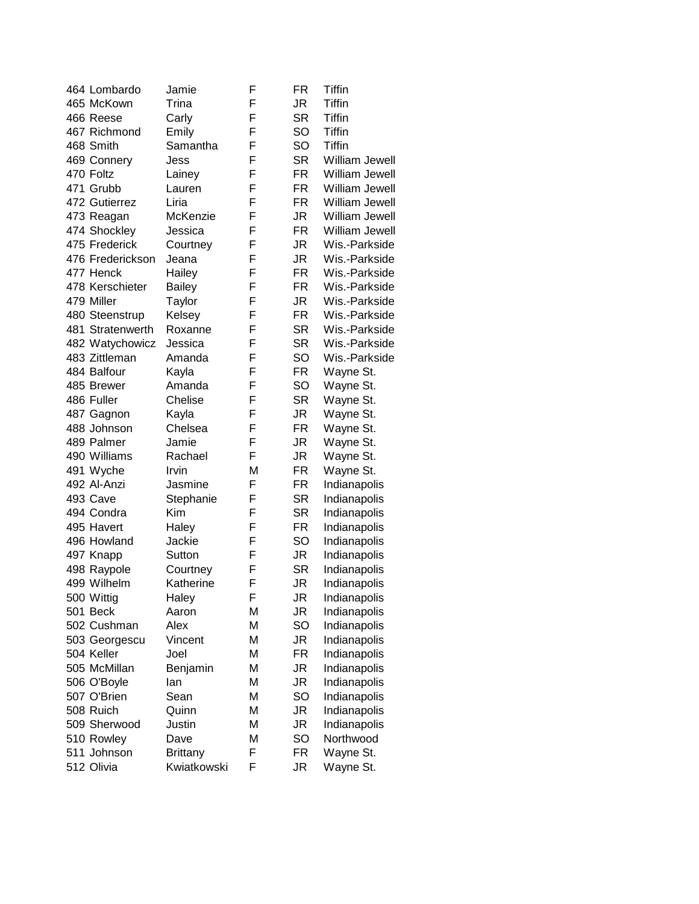| | | | | | |
|---|---|---|---|---|---|
| 464 | Lombardo | Jamie | F | FR | Tiffin |
| 465 | McKown | Trina | F | JR | Tiffin |
| 466 | Reese | Carly | F | SR | Tiffin |
| 467 | Richmond | Emily | F | SO | Tiffin |
| 468 | Smith | Samantha | F | SO | Tiffin |
| 469 | Connery | Jess | F | SR | William Jewell |
| 470 | Foltz | Lainey | F | FR | William Jewell |
| 471 | Grubb | Lauren | F | FR | William Jewell |
| 472 | Gutierrez | Liria | F | FR | William Jewell |
| 473 | Reagan | McKenzie | F | JR | William Jewell |
| 474 | Shockley | Jessica | F | FR | William Jewell |
| 475 | Frederick | Courtney | F | JR | Wis.-Parkside |
| 476 | Frederickson | Jeana | F | JR | Wis.-Parkside |
| 477 | Henck | Hailey | F | FR | Wis.-Parkside |
| 478 | Kerschieter | Bailey | F | FR | Wis.-Parkside |
| 479 | Miller | Taylor | F | JR | Wis.-Parkside |
| 480 | Steenstrup | Kelsey | F | FR | Wis.-Parkside |
| 481 | Stratenwerth | Roxanne | F | SR | Wis.-Parkside |
| 482 | Watychowicz | Jessica | F | SR | Wis.-Parkside |
| 483 | Zittleman | Amanda | F | SO | Wis.-Parkside |
| 484 | Balfour | Kayla | F | FR | Wayne St. |
| 485 | Brewer | Amanda | F | SO | Wayne St. |
| 486 | Fuller | Chelise | F | SR | Wayne St. |
| 487 | Gagnon | Kayla | F | JR | Wayne St. |
| 488 | Johnson | Chelsea | F | FR | Wayne St. |
| 489 | Palmer | Jamie | F | JR | Wayne St. |
| 490 | Williams | Rachael | F | JR | Wayne St. |
| 491 | Wyche | Irvin | M | FR | Wayne St. |
| 492 | Al-Anzi | Jasmine | F | FR | Indianapolis |
| 493 | Cave | Stephanie | F | SR | Indianapolis |
| 494 | Condra | Kim | F | SR | Indianapolis |
| 495 | Havert | Haley | F | FR | Indianapolis |
| 496 | Howland | Jackie | F | SO | Indianapolis |
| 497 | Knapp | Sutton | F | JR | Indianapolis |
| 498 | Raypole | Courtney | F | SR | Indianapolis |
| 499 | Wilhelm | Katherine | F | JR | Indianapolis |
| 500 | Wittig | Haley | F | JR | Indianapolis |
| 501 | Beck | Aaron | M | JR | Indianapolis |
| 502 | Cushman | Alex | M | SO | Indianapolis |
| 503 | Georgescu | Vincent | M | JR | Indianapolis |
| 504 | Keller | Joel | M | FR | Indianapolis |
| 505 | McMillan | Benjamin | M | JR | Indianapolis |
| 506 | O'Boyle | Ian | M | JR | Indianapolis |
| 507 | O'Brien | Sean | M | SO | Indianapolis |
| 508 | Ruich | Quinn | M | JR | Indianapolis |
| 509 | Sherwood | Justin | M | JR | Indianapolis |
| 510 | Rowley | Dave | M | SO | Northwood |
| 511 | Johnson | Brittany | F | FR | Wayne St. |
| 512 | Olivia | Kwiatkowski | F | JR | Wayne St. |